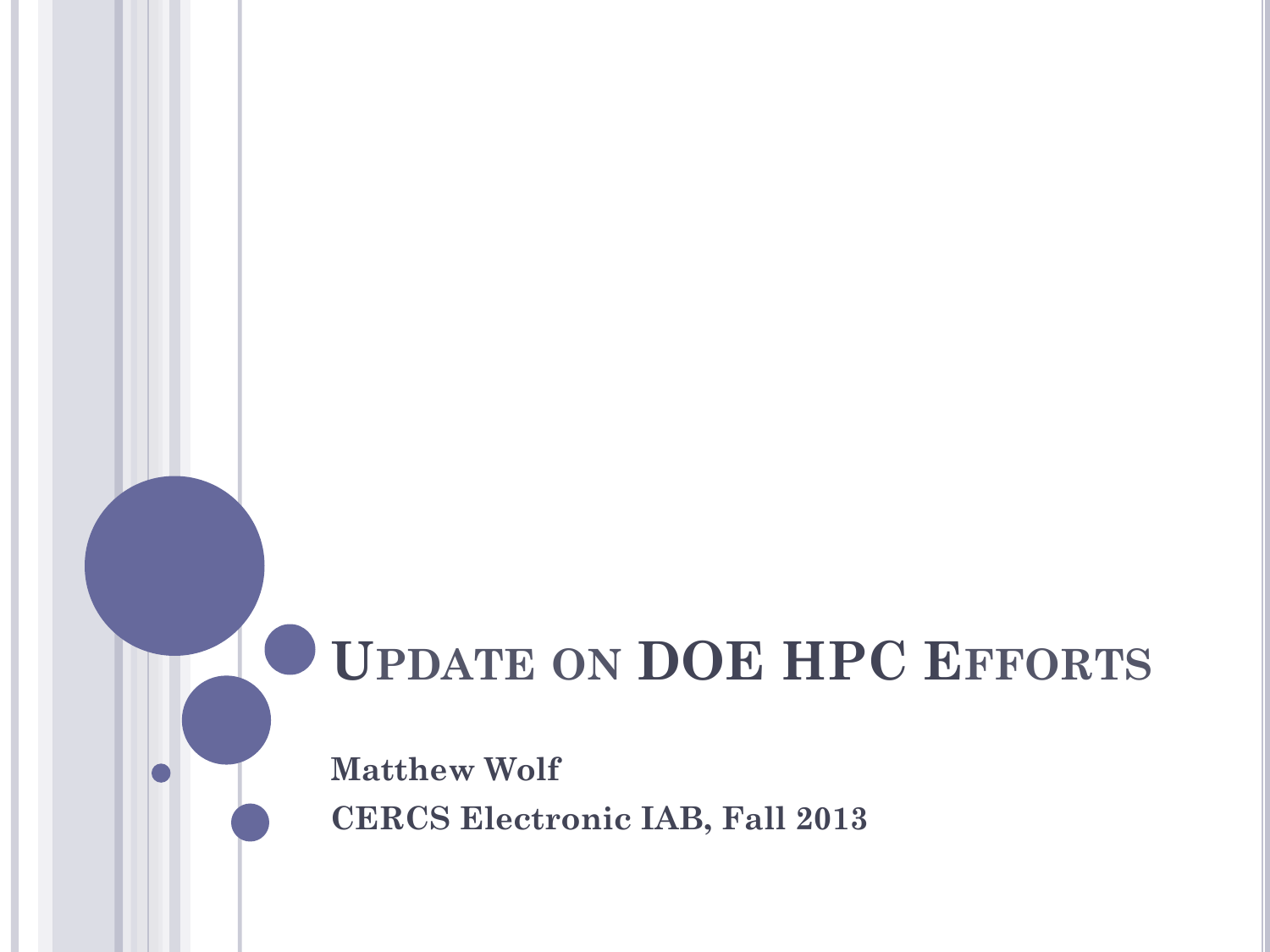# Update on DOE HPC Efforts

**Matthew Wolf**

**CERCS Electronic IAB, Fall 2013**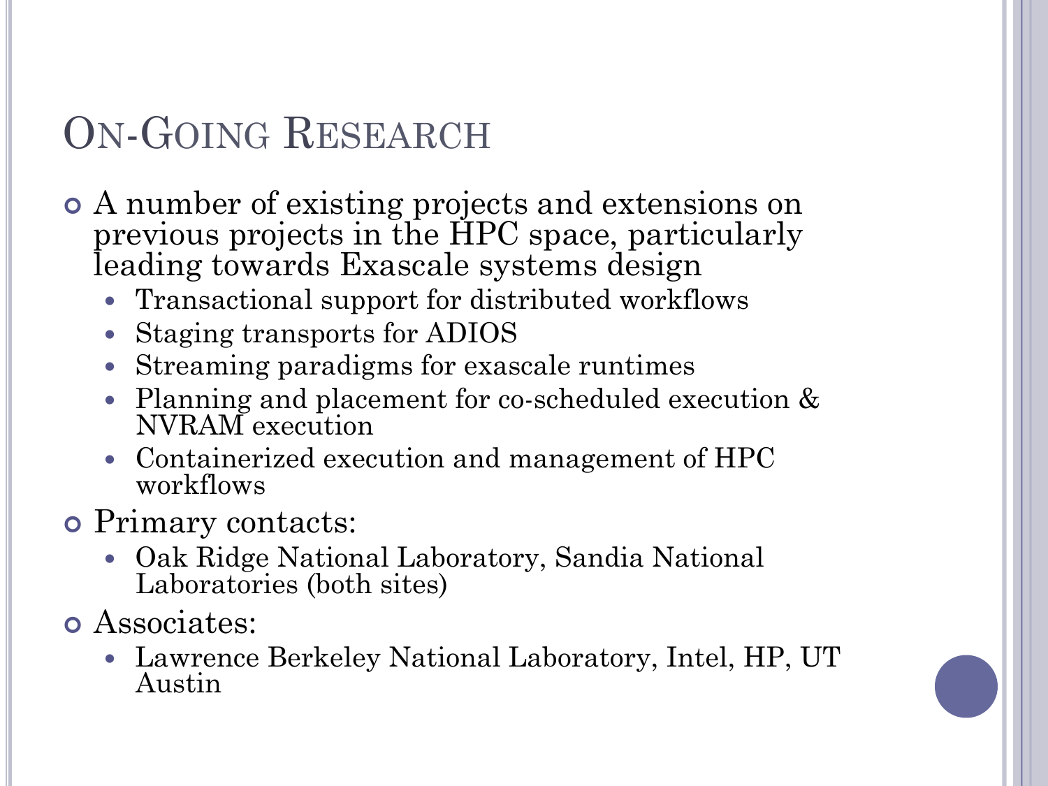# On-Going Research

- A number of existing projects and extensions on previous projects in the HPC space, particularly leading towards Exascale systems design
  - Transactional support for distributed workflows
  - Staging transports for ADIOS
  - Streaming paradigms for exascale runtimes
  - Planning and placement for co-scheduled execution & NVRAM execution
  - Containerized execution and management of HPC workflows
- Primary contacts:
  - Oak Ridge National Laboratory, Sandia National Laboratories (both sites)
- Associates:
  - Lawrence Berkeley National Laboratory, Intel, HP, UT Austin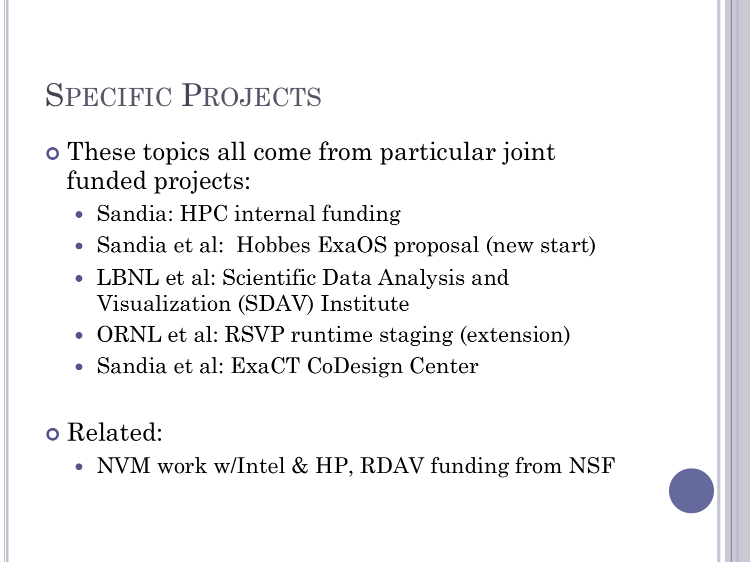# Specific Projects

- These topics all come from particular joint funded projects:
  - Sandia: HPC internal funding
  - Sandia et al: Hobbes ExaOS proposal (new start)
  - LBNL et al: Scientific Data Analysis and Visualization (SDAV) Institute
  - ORNL et al: RSVP runtime staging (extension)
  - Sandia et al: ExaCT CoDesign Center

- Related:
  - NVM work w/Intel & HP, RDAV funding from NSF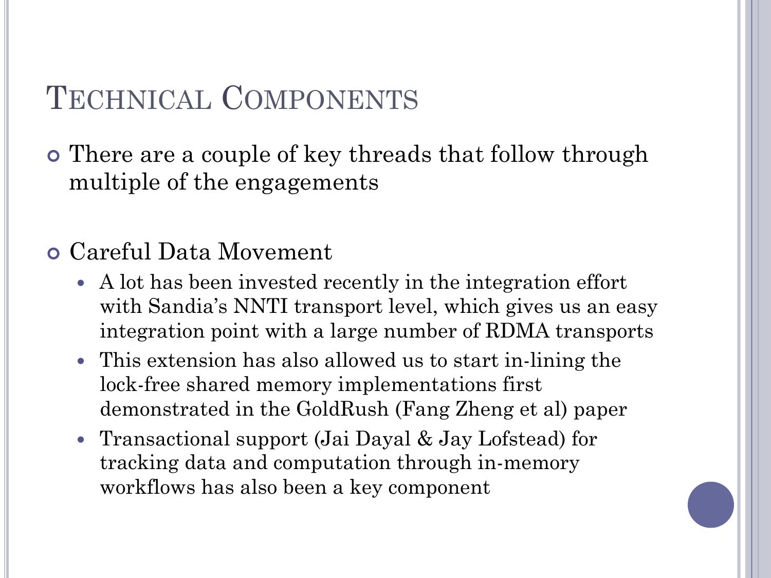# Technical Components

- There are a couple of key threads that follow through multiple of the engagements

- Careful Data Movement
  - A lot has been invested recently in the integration effort with Sandia's NNTI transport level, which gives us an easy integration point with a large number of RDMA transports
  - This extension has also allowed us to start in-lining the lock-free shared memory implementations first demonstrated in the GoldRush (Fang Zheng et al) paper
  - Transactional support (Jai Dayal & Jay Lofstead) for tracking data and computation through in-memory workflows has also been a key component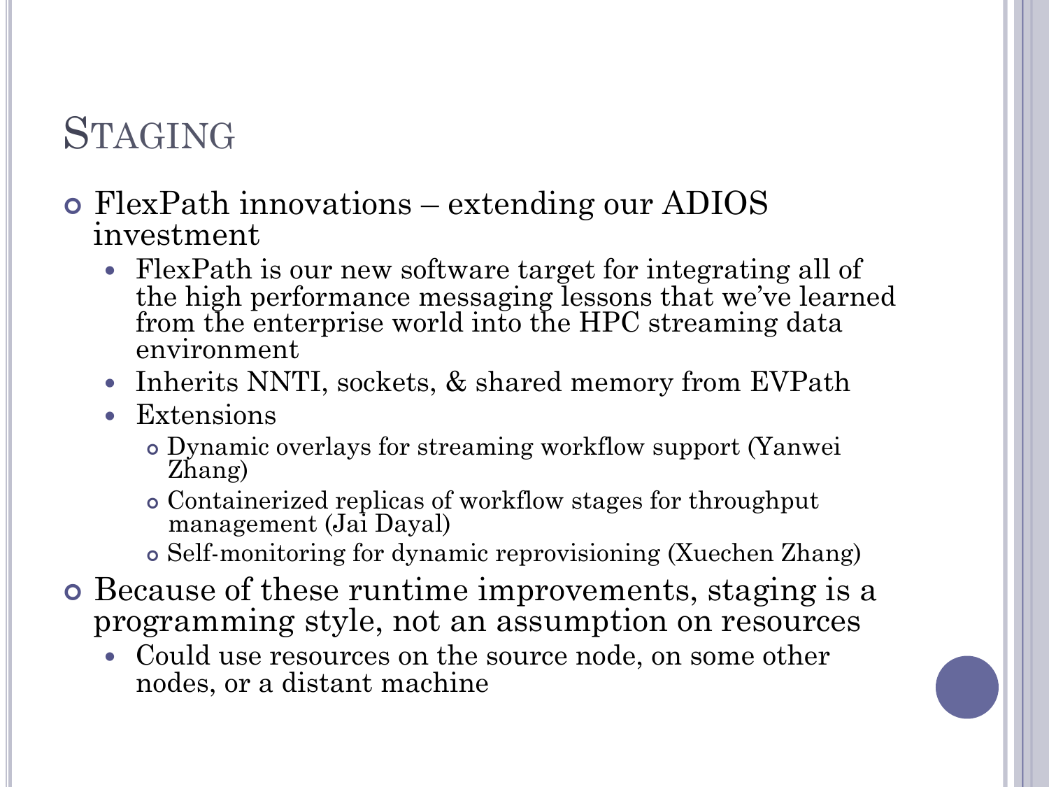# Staging

- FlexPath innovations – extending our ADIOS investment
  - FlexPath is our new software target for integrating all of the high performance messaging lessons that we've learned from the enterprise world into the HPC streaming data environment
  - Inherits NNTI, sockets, & shared memory from EVPath
  - Extensions
    - Dynamic overlays for streaming workflow support (Yanwei Zhang)
    - Containerized replicas of workflow stages for throughput management (Jai Dayal)
    - Self-monitoring for dynamic reprovisioning (Xuechen Zhang)
- Because of these runtime improvements, staging is a programming style, not an assumption on resources
  - Could use resources on the source node, on some other nodes, or a distant machine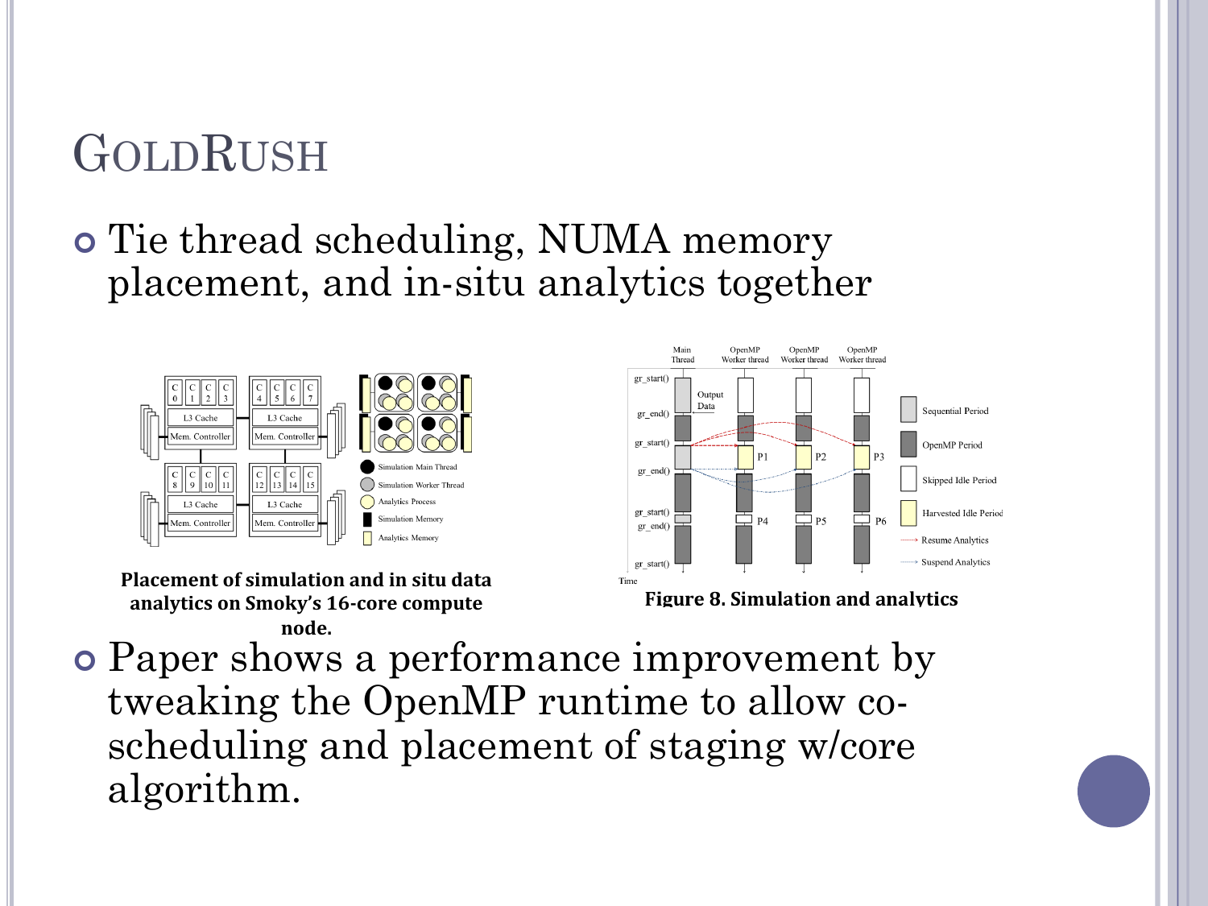# GoldRush

- Tie thread scheduling, NUMA memory placement, and in-situ analytics together

**Placement of simulation and in situ data analytics on Smoky's 16-core compute node.**

**Figure 8. Simulation and analytics**

- Paper shows a performance improvement by tweaking the OpenMP runtime to allow co-scheduling and placement of staging w/core algorithm.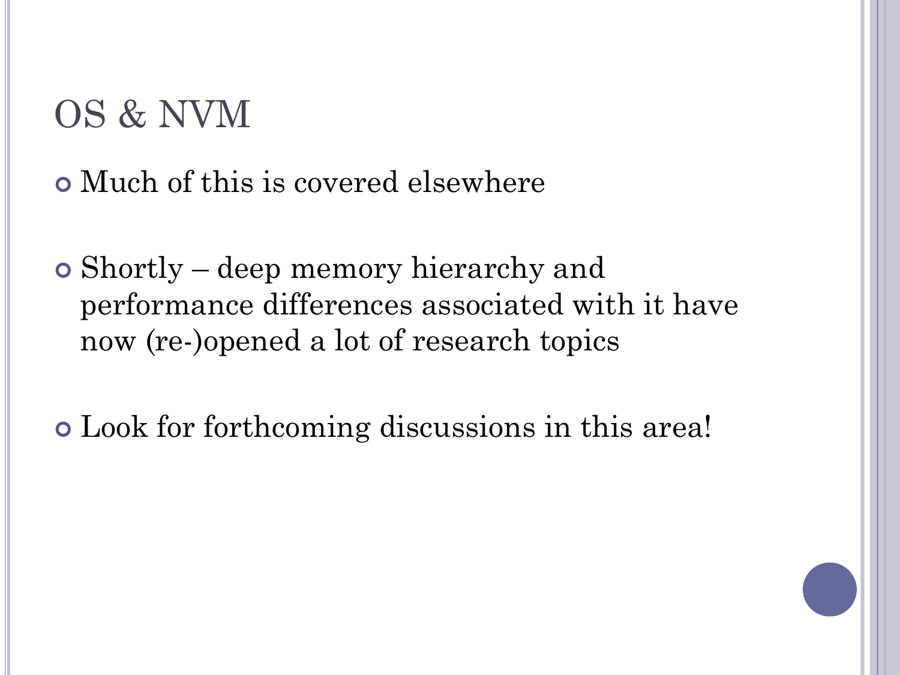# OS & NVM

- Much of this is covered elsewhere

- Shortly – deep memory hierarchy and performance differences associated with it have now (re-)opened a lot of research topics

- Look for forthcoming discussions in this area!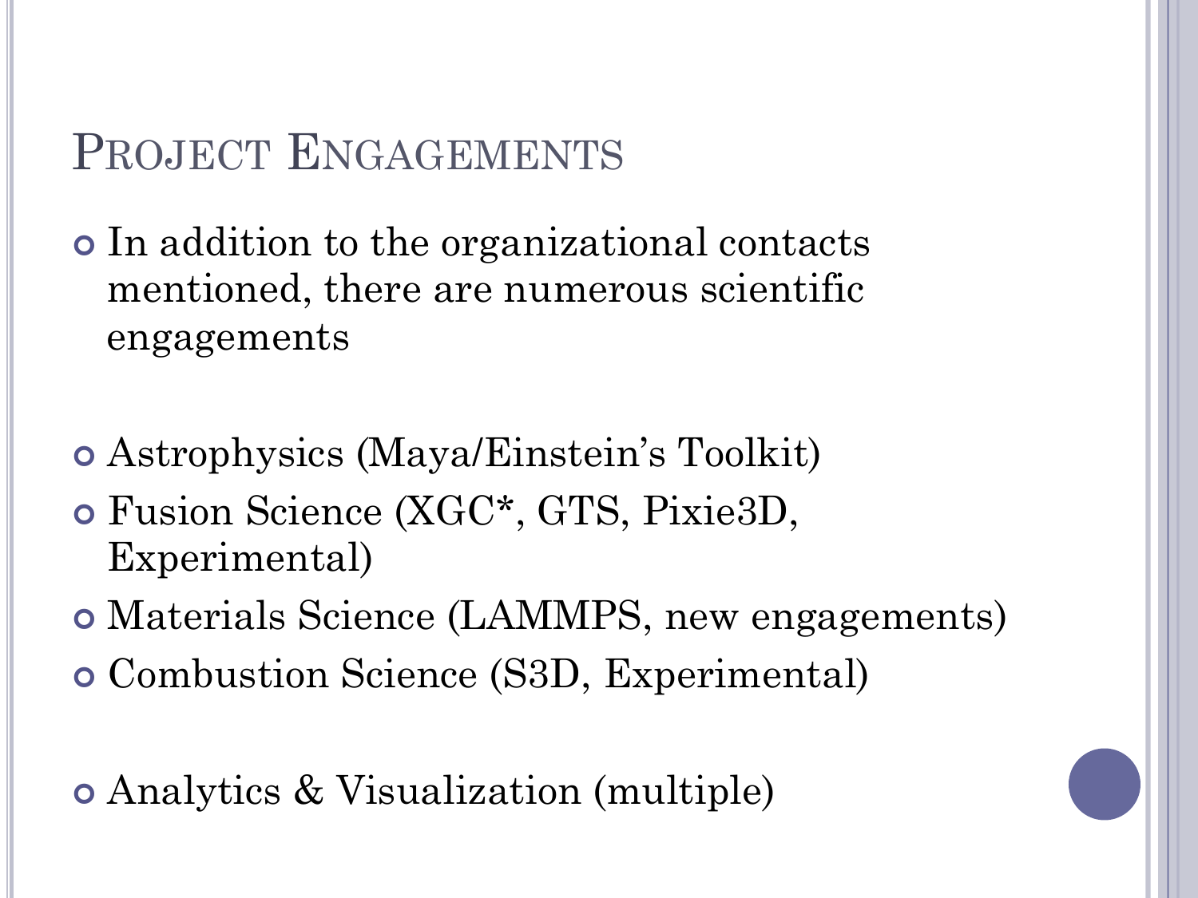# Project Engagements

- In addition to the organizational contacts mentioned, there are numerous scientific engagements

- Astrophysics (Maya/Einstein's Toolkit)
- Fusion Science (XGC*, GTS, Pixie3D, Experimental)
- Materials Science (LAMMPS, new engagements)
- Combustion Science (S3D, Experimental)

- Analytics & Visualization (multiple)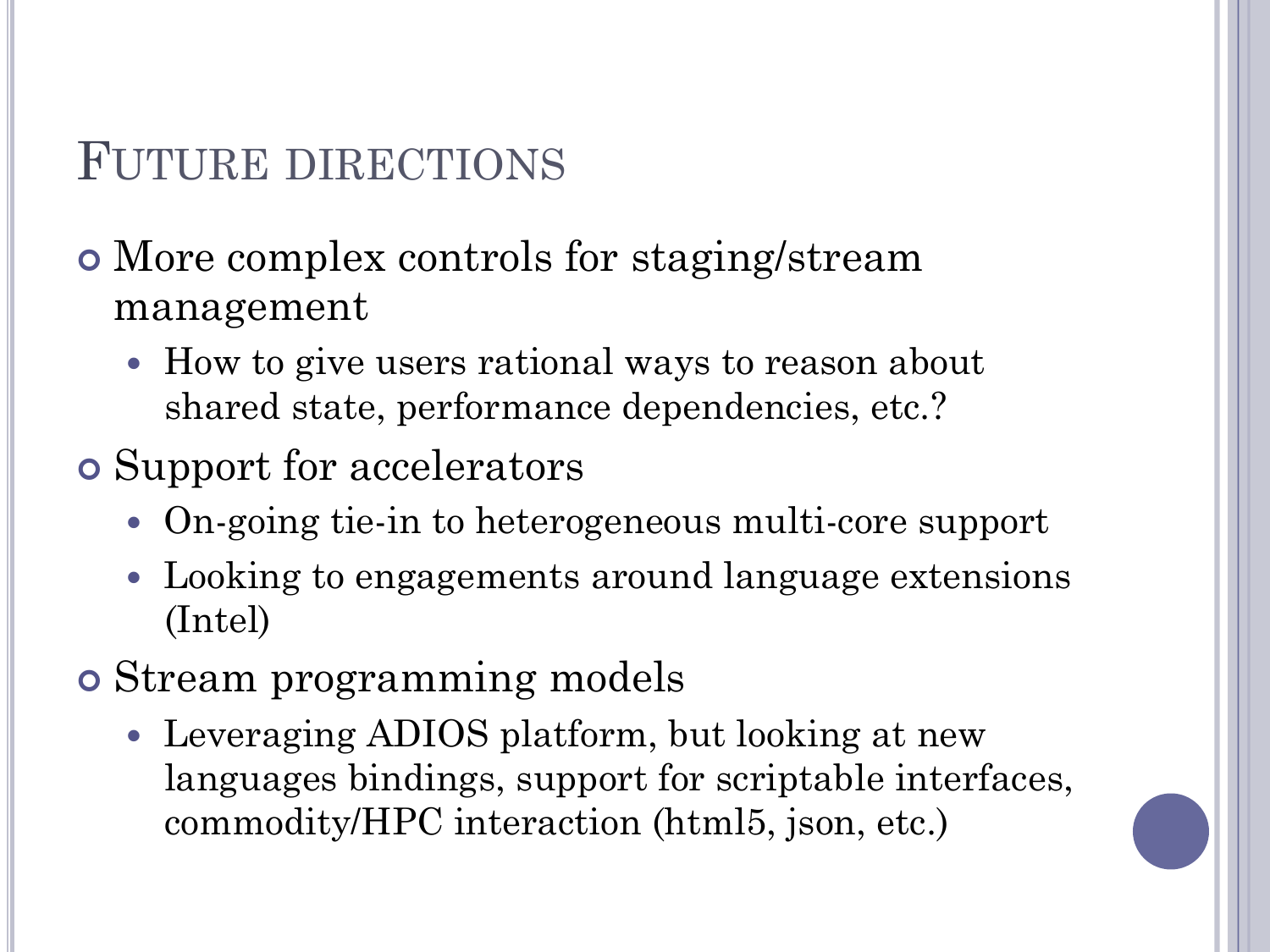# Future directions

- More complex controls for staging/stream management
  - How to give users rational ways to reason about shared state, performance dependencies, etc.?
- Support for accelerators
  - On-going tie-in to heterogeneous multi-core support
  - Looking to engagements around language extensions (Intel)
- Stream programming models
  - Leveraging ADIOS platform, but looking at new languages bindings, support for scriptable interfaces, commodity/HPC interaction (html5, json, etc.)